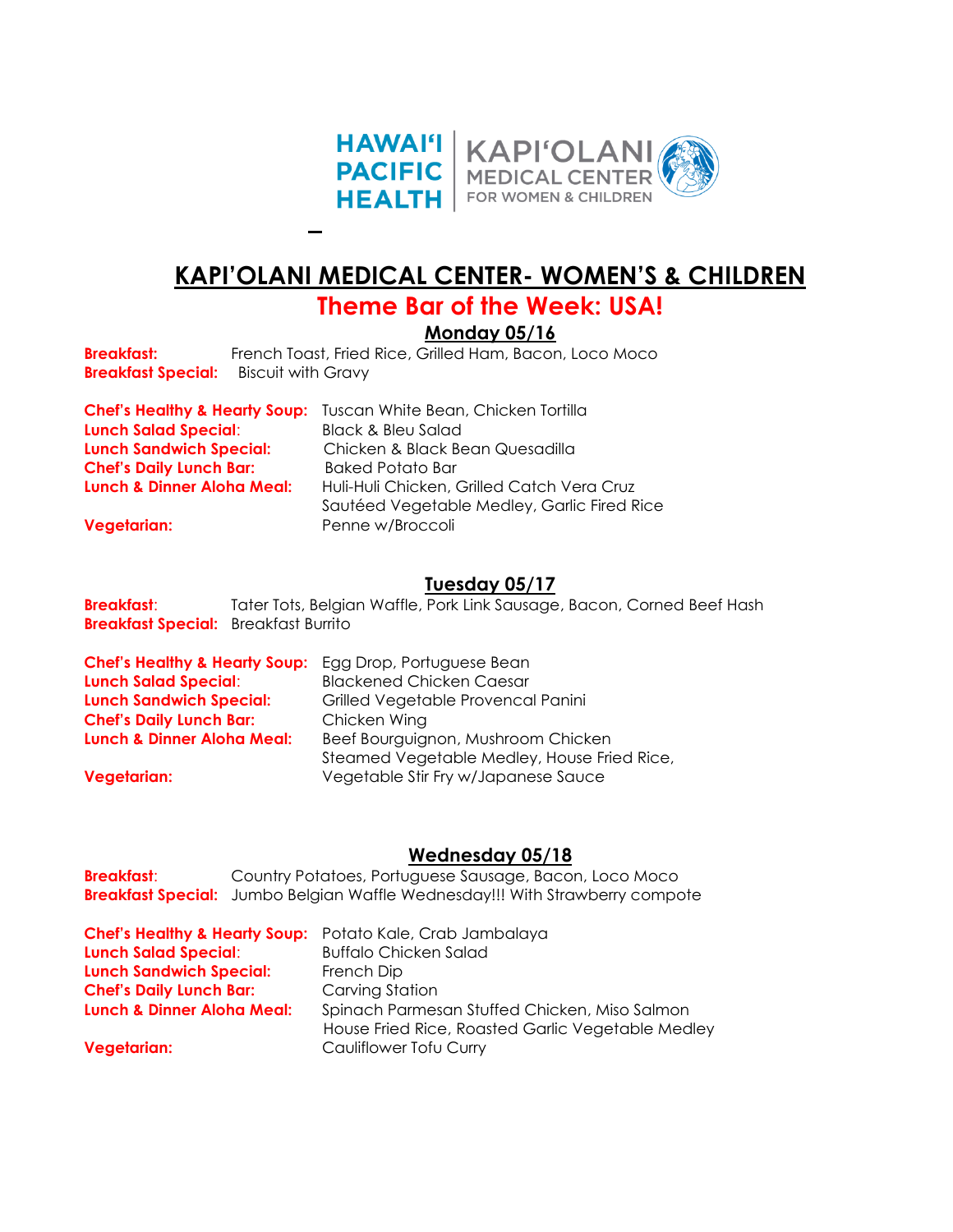HAWAIʻI PACIFIC HEALTH | KAPIʻOLANI MEDICAL CENTER FOR WOMEN & CHILDREN

# KAPI'OLANI MEDICAL CENTER- WOMEN'S & CHILDREN

## Theme Bar of the Week: USA!

### Monday 05/16

**Breakfast:** French Toast, Fried Rice, Grilled Ham, Bacon, Loco Moco
**Breakfast Special:** Biscuit with Gravy

**Chef's Healthy & Hearty Soup:** Tuscan White Bean, Chicken Tortilla
**Lunch Salad Special:** Black & Bleu Salad
**Lunch Sandwich Special:** Chicken & Black Bean Quesadilla
**Chef's Daily Lunch Bar:** Baked Potato Bar
**Lunch & Dinner Aloha Meal:** Huli-Huli Chicken, Grilled Catch Vera Cruz
Sautéed Vegetable Medley, Garlic Fired Rice
**Vegetarian:** Penne w/Broccoli

### Tuesday 05/17

**Breakfast:** Tater Tots, Belgian Waffle, Pork Link Sausage, Bacon, Corned Beef Hash
**Breakfast Special:** Breakfast Burrito

**Chef's Healthy & Hearty Soup:** Egg Drop, Portuguese Bean
**Lunch Salad Special:** Blackened Chicken Caesar
**Lunch Sandwich Special:** Grilled Vegetable Provencal Panini
**Chef's Daily Lunch Bar:** Chicken Wing
**Lunch & Dinner Aloha Meal:** Beef Bourguignon, Mushroom Chicken
Steamed Vegetable Medley, House Fried Rice,
**Vegetarian:** Vegetable Stir Fry w/Japanese Sauce

### Wednesday 05/18

**Breakfast:** Country Potatoes, Portuguese Sausage, Bacon, Loco Moco
**Breakfast Special:** Jumbo Belgian Waffle Wednesday!!! With Strawberry compote

**Chef's Healthy & Hearty Soup:** Potato Kale, Crab Jambalaya
**Lunch Salad Special:** Buffalo Chicken Salad
**Lunch Sandwich Special:** French Dip
**Chef's Daily Lunch Bar:** Carving Station
**Lunch & Dinner Aloha Meal:** Spinach Parmesan Stuffed Chicken, Miso Salmon
House Fried Rice, Roasted Garlic Vegetable Medley
**Vegetarian:** Cauliflower Tofu Curry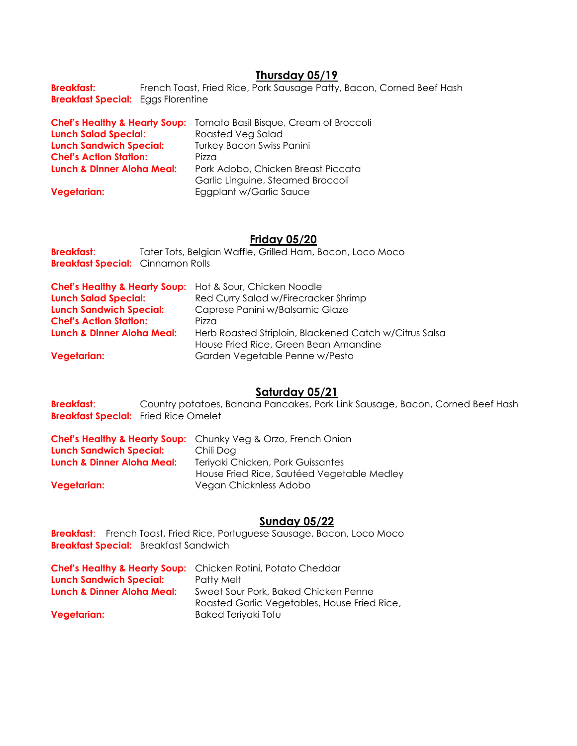## Thursday 05/19

**Breakfast:** French Toast, Fried Rice, Pork Sausage Patty, Bacon, Corned Beef Hash
**Breakfast Special:** Eggs Florentine

**Chef's Healthy & Hearty Soup:** Tomato Basil Bisque, Cream of Broccoli
**Lunch Salad Special:** Roasted Veg Salad
**Lunch Sandwich Special:** Turkey Bacon Swiss Panini
**Chef's Action Station:** Pizza
**Lunch & Dinner Aloha Meal:** Pork Adobo, Chicken Breast Piccata
Garlic Linguine, Steamed Broccoli
**Vegetarian:** Eggplant w/Garlic Sauce

## Friday 05/20

**Breakfast:** Tater Tots, Belgian Waffle, Grilled Ham, Bacon, Loco Moco
**Breakfast Special:** Cinnamon Rolls

**Chef's Healthy & Hearty Soup:** Hot & Sour, Chicken Noodle
**Lunch Salad Special:** Red Curry Salad w/Firecracker Shrimp
**Lunch Sandwich Special:** Caprese Panini w/Balsamic Glaze
**Chef's Action Station:** Pizza
**Lunch & Dinner Aloha Meal:** Herb Roasted Striploin, Blackened Catch w/Citrus Salsa
House Fried Rice, Green Bean Amandine
**Vegetarian:** Garden Vegetable Penne w/Pesto

## Saturday 05/21

**Breakfast:** Country potatoes, Banana Pancakes, Pork Link Sausage, Bacon, Corned Beef Hash
**Breakfast Special:** Fried Rice Omelet

**Chef's Healthy & Hearty Soup:** Chunky Veg & Orzo, French Onion
**Lunch Sandwich Special:** Chili Dog
**Lunch & Dinner Aloha Meal:** Teriyaki Chicken, Pork Guissantes
House Fried Rice, Sautéed Vegetable Medley
**Vegetarian:** Vegan Chicknless Adobo

## Sunday 05/22

**Breakfast:** French Toast, Fried Rice, Portuguese Sausage, Bacon, Loco Moco
**Breakfast Special:** Breakfast Sandwich

**Chef's Healthy & Hearty Soup:** Chicken Rotini, Potato Cheddar
**Lunch Sandwich Special:** Patty Melt
**Lunch & Dinner Aloha Meal:** Sweet Sour Pork, Baked Chicken Penne
Roasted Garlic Vegetables, House Fried Rice,
**Vegetarian:** Baked Teriyaki Tofu